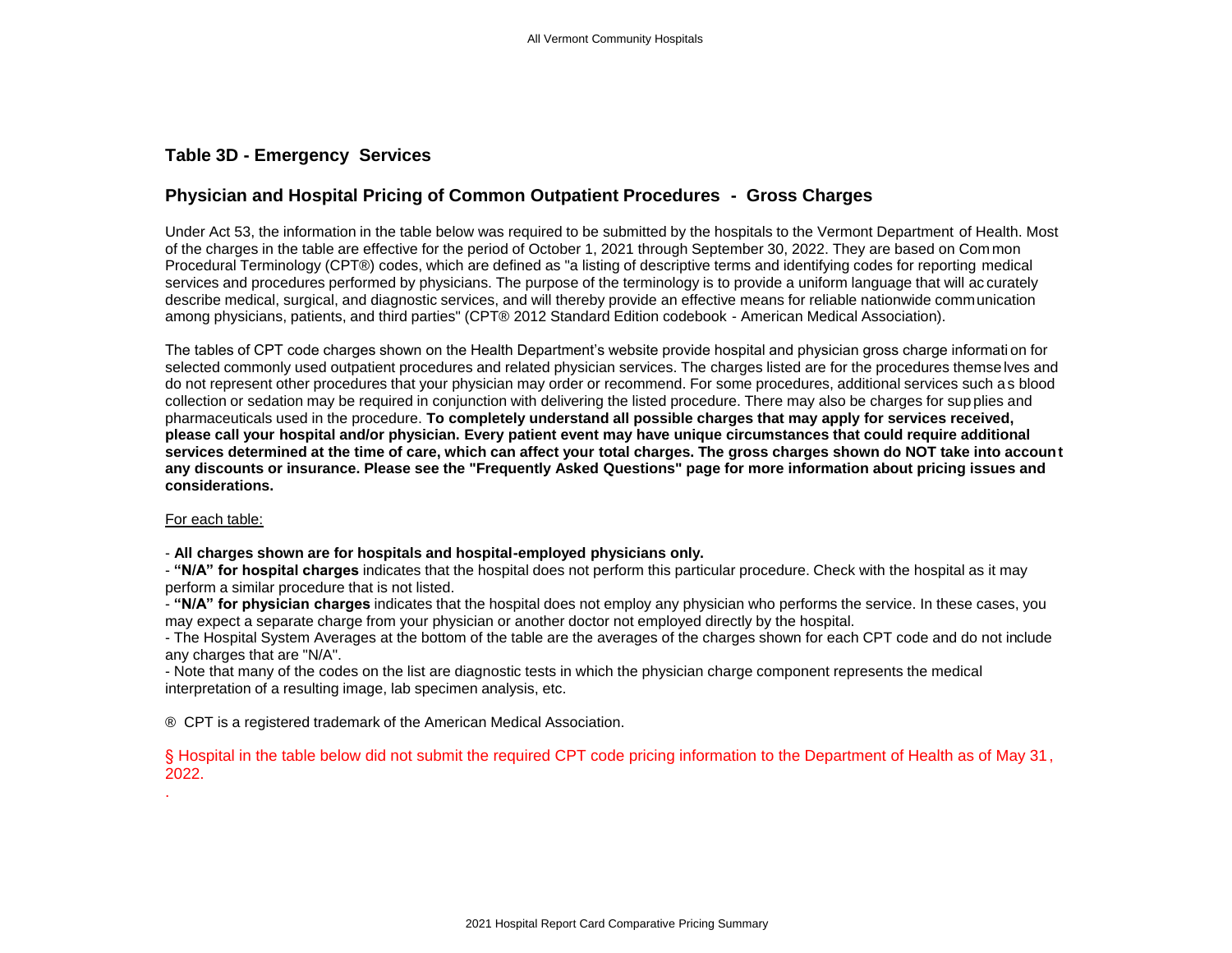## Table 3D - Emergency Services

## Physician and Hospital Pricing of Common Outpatient Procedures - Gross Charges

Under Act 53, the information in the table below was required to be submitted by the hospitals to the Vermont Department of Health. Most of the charges in the table are effective for the period of October 1, 2021 through September 30, 2022. They are based on Common Procedural Terminology (CPT®) codes, which are defined as "a listing of descriptive terms and identifying codes for reporting medical services and procedures performed by physicians. The purpose of the terminology is to provide a uniform language that will accurately describe medical, surgical, and diagnostic services, and will thereby provide an effective means for reliable nationwide communication among physicians, patients, and third parties" (CPT® 2012 Standard Edition codebook - American Medical Association).

The tables of CPT code charges shown on the Health Department's website provide hospital and physician gross charge information for selected commonly used outpatient procedures and related physician services. The charges listed are for the procedures themselves and do not represent other procedures that your physician may order or recommend. For some procedures, additional services such as blood collection or sedation may be required in conjunction with delivering the listed procedure. There may also be charges for supplies and pharmaceuticals used in the procedure. **To completely understand all possible charges that may apply for services received, please call your hospital and/or physician. Every patient event may have unique circumstances that could require additional services determined at the time of care, which can affect your total charges. The gross charges shown do NOT take into account any discounts or insurance. Please see the "Frequently Asked Questions" page for more information about pricing issues and considerations.**

For each table:

- **All charges shown are for hospitals and hospital-employed physicians only.**
- **"N/A" for hospital charges** indicates that the hospital does not perform this particular procedure. Check with the hospital as it may perform a similar procedure that is not listed.
- **"N/A" for physician charges** indicates that the hospital does not employ any physician who performs the service. In these cases, you may expect a separate charge from your physician or another doctor not employed directly by the hospital.
- The Hospital System Averages at the bottom of the table are the averages of the charges shown for each CPT code and do not include any charges that are "N/A".
- Note that many of the codes on the list are diagnostic tests in which the physician charge component represents the medical interpretation of a resulting image, lab specimen analysis, etc.

® CPT is a registered trademark of the American Medical Association.

§ Hospital in the table below did not submit the required CPT code pricing information to the Department of Health as of May 31, 2022.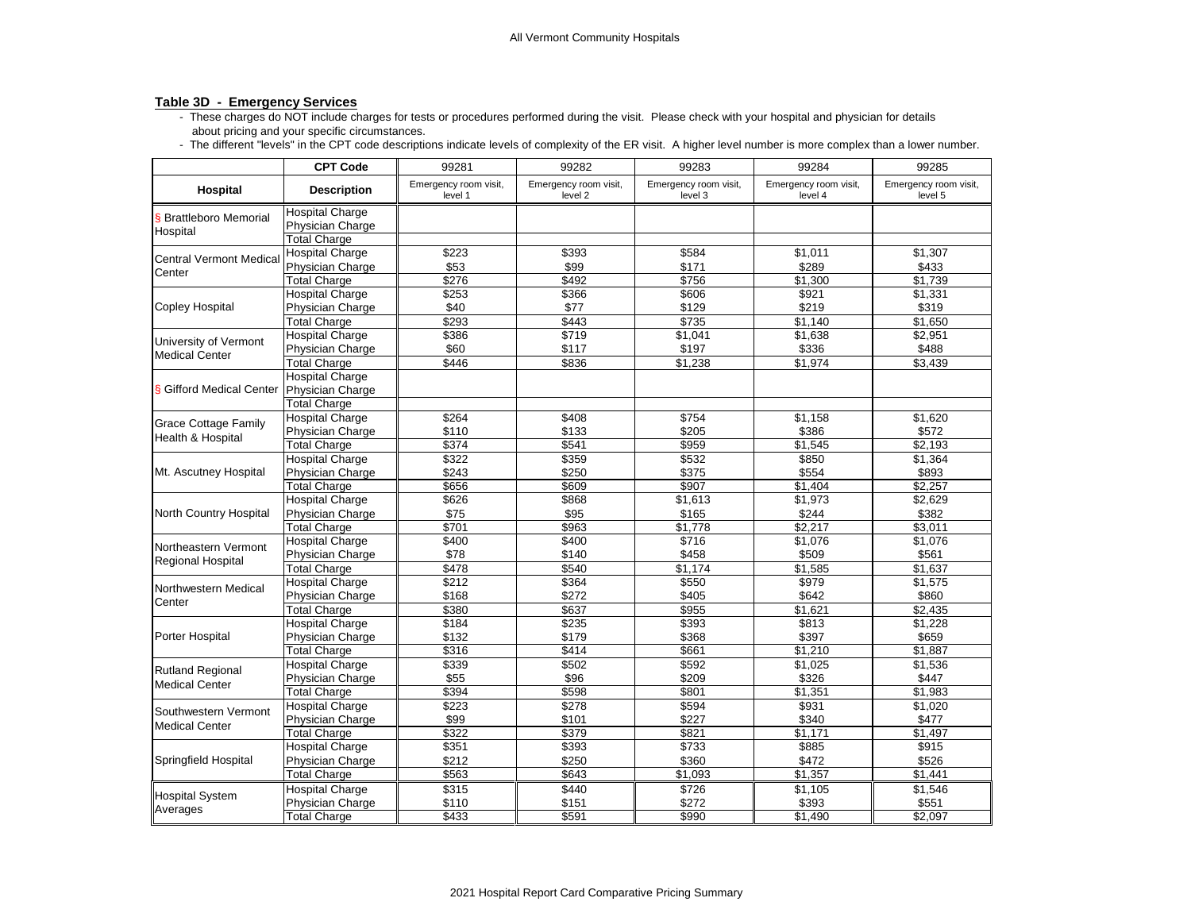All Vermont Community Hospitals

**Table 3D - Emergency Services**

- These charges do NOT include charges for tests or procedures performed during the visit. Please check with your hospital and physician for details about pricing and your specific circumstances.
- The different "levels" in the CPT code descriptions indicate levels of complexity of the ER visit. A higher level number is more complex than a lower number.

| | **CPT Code** | 99281 | 99282 | 99283 | 99284 | 99285 |
|---|---|---|---|---|---|---|
| **Hospital** | **Description** | Emergency room visit, level 1 | Emergency room visit, level 2 | Emergency room visit, level 3 | Emergency room visit, level 4 | Emergency room visit, level 5 |
| § Brattleboro Memorial Hospital | Hospital Charge | | | | | |
| | Physician Charge | | | | | |
| | Total Charge | | | | | |
| Central Vermont Medical Center | Hospital Charge | $223 | $393 | $584 | $1,011 | $1,307 |
| | Physician Charge | $53 | $99 | $171 | $289 | $433 |
| | Total Charge | $276 | $492 | $756 | $1,300 | $1,739 |
| Copley Hospital | Hospital Charge | $253 | $366 | $606 | $921 | $1,331 |
| | Physician Charge | $40 | $77 | $129 | $219 | $319 |
| | Total Charge | $293 | $443 | $735 | $1,140 | $1,650 |
| University of Vermont Medical Center | Hospital Charge | $386 | $719 | $1,041 | $1,638 | $2,951 |
| | Physician Charge | $60 | $117 | $197 | $336 | $488 |
| | Total Charge | $446 | $836 | $1,238 | $1,974 | $3,439 |
| § Gifford Medical Center | Hospital Charge | | | | | |
| | Physician Charge | | | | | |
| | Total Charge | | | | | |
| Grace Cottage Family Health & Hospital | Hospital Charge | $264 | $408 | $754 | $1,158 | $1,620 |
| | Physician Charge | $110 | $133 | $205 | $386 | $572 |
| | Total Charge | $374 | $541 | $959 | $1,545 | $2,193 |
| Mt. Ascutney Hospital | Hospital Charge | $322 | $359 | $532 | $850 | $1,364 |
| | Physician Charge | $243 | $250 | $375 | $554 | $893 |
| | Total Charge | $656 | $609 | $907 | $1,404 | $2,257 |
| North Country Hospital | Hospital Charge | $626 | $868 | $1,613 | $1,973 | $2,629 |
| | Physician Charge | $75 | $95 | $165 | $244 | $382 |
| | Total Charge | $701 | $963 | $1,778 | $2,217 | $3,011 |
| Northeastern Vermont Regional Hospital | Hospital Charge | $400 | $400 | $716 | $1,076 | $1,076 |
| | Physician Charge | $78 | $140 | $458 | $509 | $561 |
| | Total Charge | $478 | $540 | $1,174 | $1,585 | $1,637 |
| Northwestern Medical Center | Hospital Charge | $212 | $364 | $550 | $979 | $1,575 |
| | Physician Charge | $168 | $272 | $405 | $642 | $860 |
| | Total Charge | $380 | $637 | $955 | $1,621 | $2,435 |
| Porter Hospital | Hospital Charge | $184 | $235 | $393 | $813 | $1,228 |
| | Physician Charge | $132 | $179 | $368 | $397 | $659 |
| | Total Charge | $316 | $414 | $661 | $1,210 | $1,887 |
| Rutland Regional Medical Center | Hospital Charge | $339 | $502 | $592 | $1,025 | $1,536 |
| | Physician Charge | $55 | $96 | $209 | $326 | $447 |
| | Total Charge | $394 | $598 | $801 | $1,351 | $1,983 |
| Southwestern Vermont Medical Center | Hospital Charge | $223 | $278 | $594 | $931 | $1,020 |
| | Physician Charge | $99 | $101 | $227 | $340 | $477 |
| | Total Charge | $322 | $379 | $821 | $1,171 | $1,497 |
| Springfield Hospital | Hospital Charge | $351 | $393 | $733 | $885 | $915 |
| | Physician Charge | $212 | $250 | $360 | $472 | $526 |
| | Total Charge | $563 | $643 | $1,093 | $1,357 | $1,441 |
| Hospital System Averages | Hospital Charge | $315 | $440 | $726 | $1,105 | $1,546 |
| | Physician Charge | $110 | $151 | $272 | $393 | $551 |
| | Total Charge | $433 | $591 | $990 | $1,490 | $2,097 |